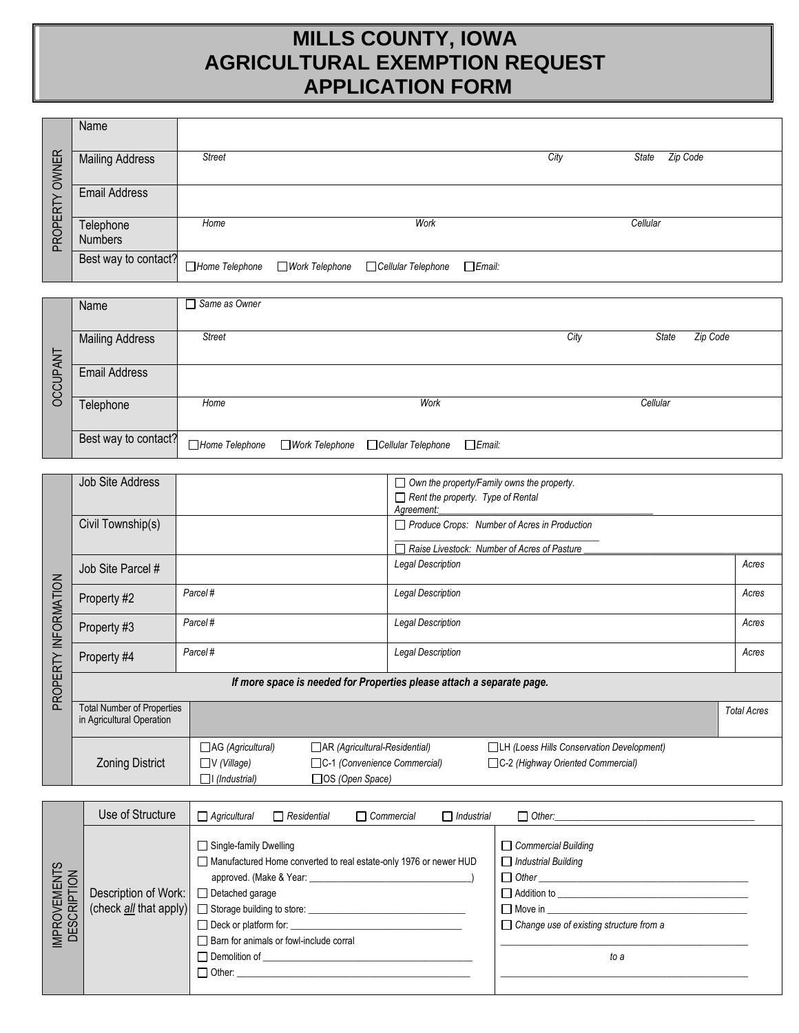# MILLS COUNTY, IOWA
# AGRICULTURAL EXEMPTION REQUEST
# APPLICATION FORM

## PROPERTY OWNER

| | | | | | |
|---|---|---|---|---|---|
| Name | | | | | |
| Mailing Address | *Street* | | *City* | *State* | *Zip Code* |
| Email Address | | | | | |
| Telephone Numbers | *Home* | *Work* | *Cellular* | | |
| Best way to contact? | ☐ *Home Telephone* | ☐ *Work Telephone* | ☐ *Cellular Telephone* | ☐ *Email:* | |

## OCCUPANT

| | | | | | |
|---|---|---|---|---|---|
| Name | ☐ *Same as Owner* | | | | |
| Mailing Address | *Street* | | *City* | *State* | *Zip Code* |
| Email Address | | | | | |
| Telephone | *Home* | *Work* | *Cellular* | | |
| Best way to contact? | ☐ *Home Telephone* | ☐ *Work Telephone* | ☐ *Cellular Telephone* | ☐ *Email:* | |

## PROPERTY INFORMATION

| | | | |
|---|---|---|---|
| Job Site Address | | ☐ *Own the property/Family owns the property.* ☐ *Rent the property. Type of Rental Agreement:* ______ | |
| Civil Township(s) | | ☐ *Produce Crops: Number of Acres in Production* ______ ☐ *Raise Livestock: Number of Acres of Pasture* ______ | |
| Job Site Parcel # | | *Legal Description* | *Acres* |
| Property #2 | *Parcel #* | *Legal Description* | *Acres* |
| Property #3 | *Parcel #* | *Legal Description* | *Acres* |
| Property #4 | *Parcel #* | *Legal Description* | *Acres* |

***If more space is needed for Properties please attach a separate page.***

| | | |
|---|---|---|
| Total Number of Properties in Agricultural Operation | | *Total Acres* |

| | | | |
|---|---|---|---|
| Zoning District | ☐ AG *(Agricultural)* | ☐ AR *(Agricultural-Residential)* | ☐ LH *(Loess Hills Conservation Development)* |
| | ☐ V *(Village)* | ☐ C-1 *(Convenience Commercial)* | ☐ C-2 *(Highway Oriented Commercial)* |
| | ☐ I *(Industrial)* | ☐ OS *(Open Space)* | |

## IMPROVEMENTS DESCRIPTION

**Use of Structure:** ☐ *Agricultural* ☐ *Residential* ☐ *Commercial* ☐ *Industrial* ☐ *Other:* ______

**Description of Work: (check *all* that apply)**

- ☐ Single-family Dwelling
- ☐ Manufactured Home converted to real estate-only 1976 or newer HUD approved. (Make & Year: ______)
- ☐ Detached garage
- ☐ Storage building to store: ______
- ☐ Deck or platform for: ______
- ☐ Barn for animals or fowl-include corral
- ☐ Demolition of ______
- ☐ Other: ______
- ☐ *Commercial Building*
- ☐ *Industrial Building*
- ☐ *Other* ______
- ☐ Addition to ______
- ☐ Move in ______
- ☐ *Change use of existing structure from a* ______ *to a* ______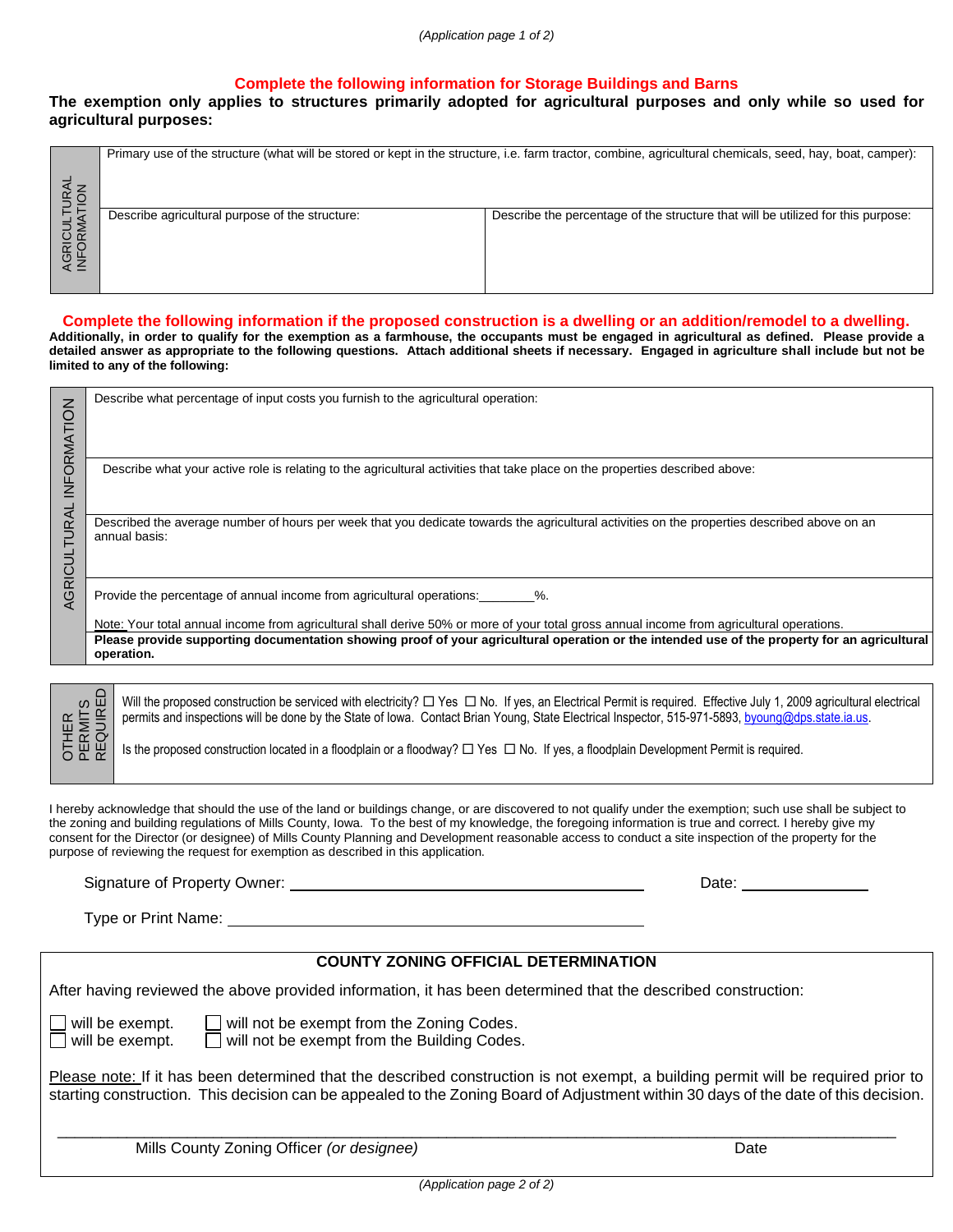## Complete the following information for Storage Buildings and Barns

**The exemption only applies to structures primarily adopted for agricultural purposes and only while so used for agricultural purposes:**

| AGRICULTURAL INFORMATION | | |
|---|---|---|
| | Primary use of the structure (what will be stored or kept in the structure, i.e. farm tractor, combine, agricultural chemicals, seed, hay, boat, camper): | |
| | Describe agricultural purpose of the structure: | Describe the percentage of the structure that will be utilized for this purpose: |

## Complete the following information if the proposed construction is a dwelling or an addition/remodel to a dwelling.

**Additionally, in order to qualify for the exemption as a farmhouse, the occupants must be engaged in agricultural as defined. Please provide a detailed answer as appropriate to the following questions. Attach additional sheets if necessary. Engaged in agriculture shall include but not be limited to any of the following:**

| AGRICULTURAL INFORMATION | |
|---|---|
| | Describe what percentage of input costs you furnish to the agricultural operation: |
| | Describe what your active role is relating to the agricultural activities that take place on the properties described above: |
| | Described the average number of hours per week that you dedicate towards the agricultural activities on the properties described above on an annual basis: |
| | Provide the percentage of annual income from agricultural operations:________%.<br><br>Note: Your total annual income from agricultural shall derive 50% or more of your total gross annual income from agricultural operations. |
| | **Please provide supporting documentation showing proof of your agricultural operation or the intended use of the property for an agricultural operation.** |

| OTHER PERMITS REQUIRED | |
|---|---|
| | Will the proposed construction be serviced with electricity? ☐ Yes ☐ No. If yes, an Electrical Permit is required. Effective July 1, 2009 agricultural electrical permits and inspections will be done by the State of Iowa. Contact Brian Young, State Electrical Inspector, 515-971-5893, byoung@dps.state.ia.us.<br><br>Is the proposed construction located in a floodplain or a floodway? ☐ Yes ☐ No. If yes, a floodplain Development Permit is required. |

I hereby acknowledge that should the use of the land or buildings change, or are discovered to not qualify under the exemption; such use shall be subject to the zoning and building regulations of Mills County, Iowa. To the best of my knowledge, the foregoing information is true and correct. I hereby give my consent for the Director (or designee) of Mills County Planning and Development reasonable access to conduct a site inspection of the property for the purpose of reviewing the request for exemption as described in this application.

Signature of Property Owner: ______________________________ Date: ____________

Type or Print Name: ______________________________

### COUNTY ZONING OFFICIAL DETERMINATION

After having reviewed the above provided information, it has been determined that the described construction:

☐ will be exempt. ☐ will not be exempt from the Zoning Codes.
☐ will be exempt. ☐ will not be exempt from the Building Codes.

Please note: If it has been determined that the described construction is not exempt, a building permit will be required prior to starting construction. This decision can be appealed to the Zoning Board of Adjustment within 30 days of the date of this decision.

______________________________________________________________

Mills County Zoning Officer *(or designee)* Date